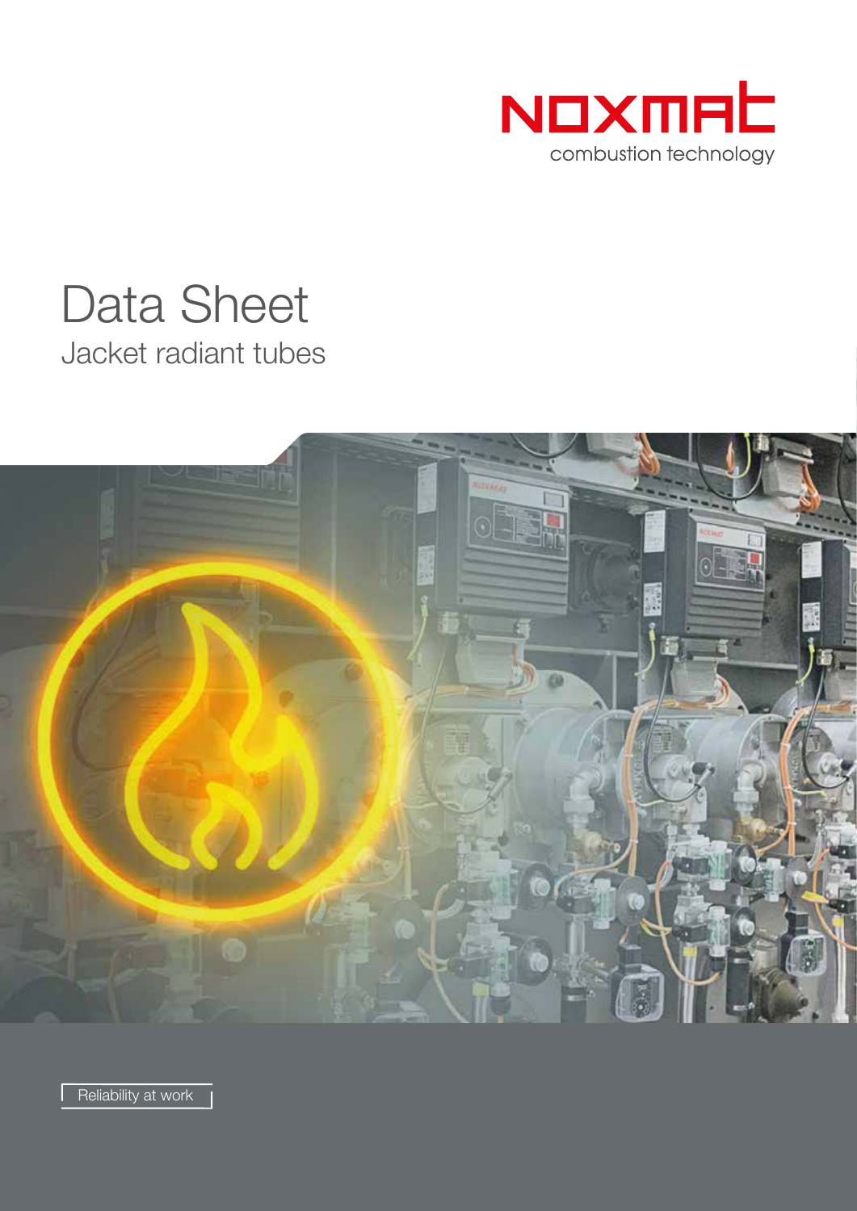NOXMAT

combustion technology

# Data Sheet

## Jacket radiant tubes

Reliability at work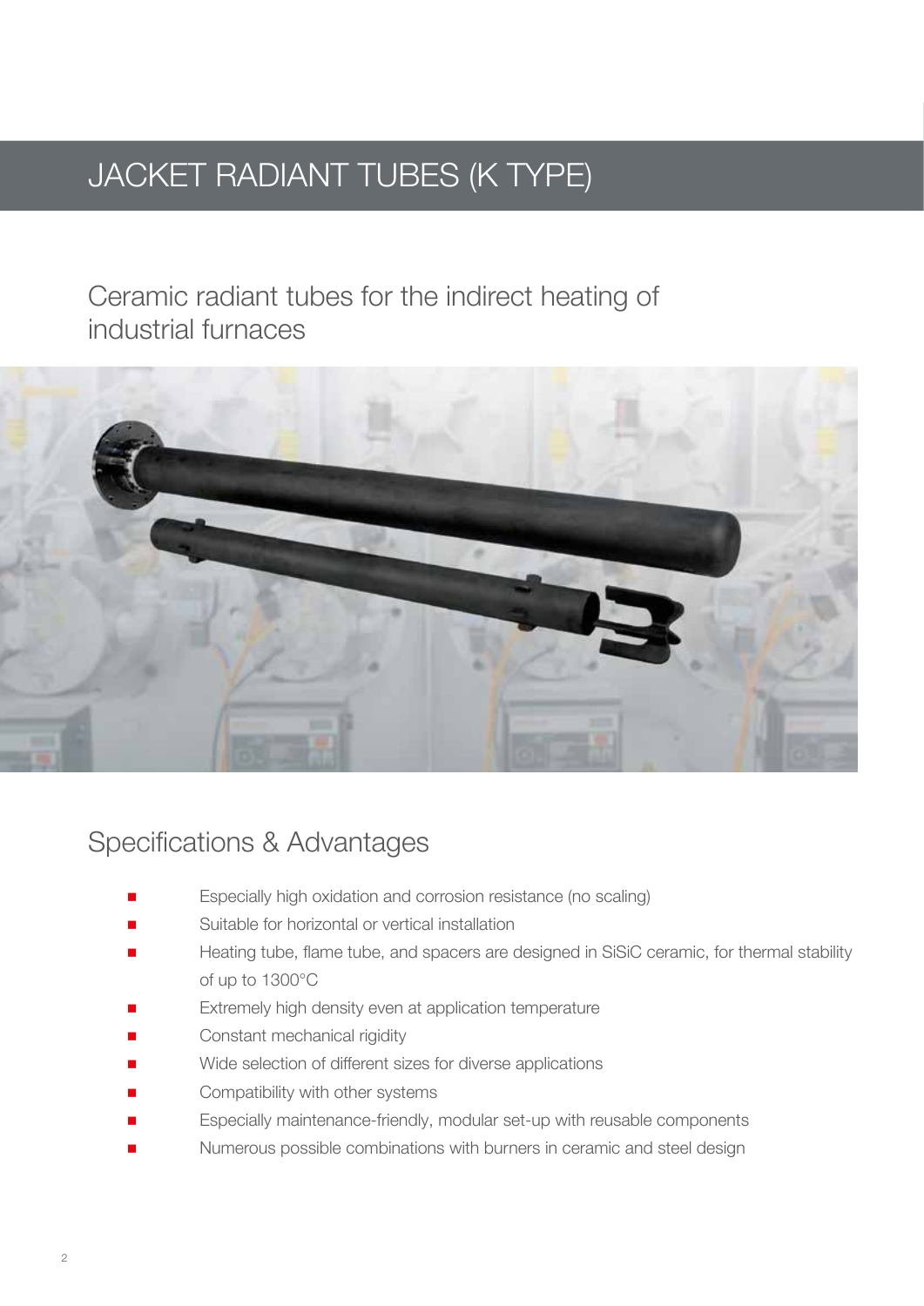# JACKET RADIANT TUBES (K TYPE)

## Ceramic radiant tubes for the indirect heating of industrial furnaces

## Specifications & Advantages

- Especially high oxidation and corrosion resistance (no scaling)
- Suitable for horizontal or vertical installation
- Heating tube, flame tube, and spacers are designed in SiSiC ceramic, for thermal stability of up to 1300°C
- Extremely high density even at application temperature
- Constant mechanical rigidity
- Wide selection of different sizes for diverse applications
- Compatibility with other systems
- Especially maintenance-friendly, modular set-up with reusable components
- Numerous possible combinations with burners in ceramic and steel design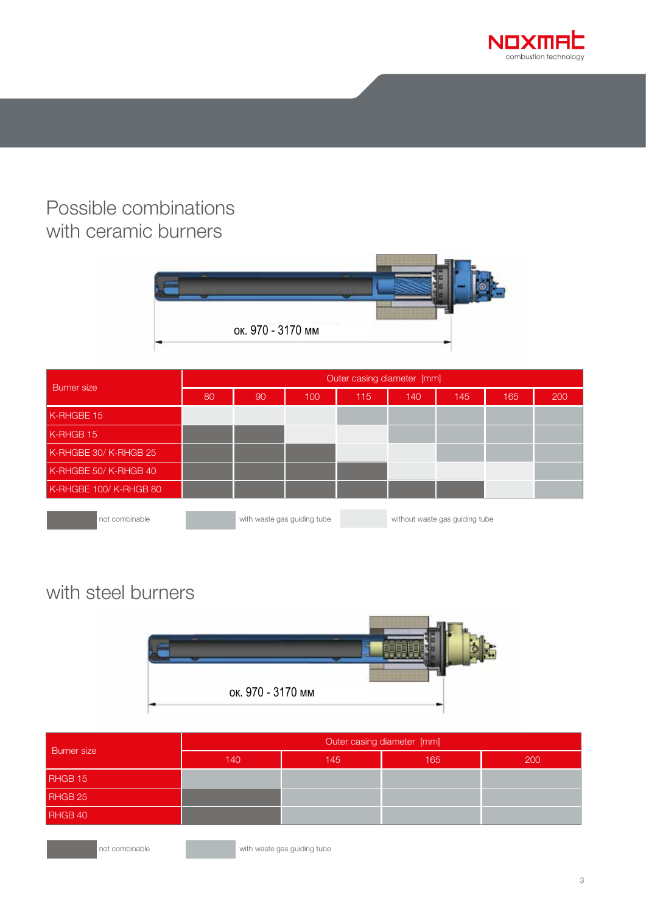# Possible combinations with ceramic burners

ок. 970 - 3170 мм

| Burner size | Outer casing diameter [mm] | | | | | | | |
|---|---|---|---|---|---|---|---|---|
| | 80 | 90 | 100 | 115 | 140 | 145 | 165 | 200 |
| K-RHGBE 15 | without waste gas guiding tube | without waste gas guiding tube | without waste gas guiding tube | with waste gas guiding tube | with waste gas guiding tube | with waste gas guiding tube | with waste gas guiding tube | with waste gas guiding tube |
| K-RHGB 15 | not combinable | not combinable | without waste gas guiding tube | without waste gas guiding tube | with waste gas guiding tube | with waste gas guiding tube | with waste gas guiding tube | with waste gas guiding tube |
| K-RHGBE 30/ K-RHGB 25 | not combinable | not combinable | not combinable | without waste gas guiding tube | without waste gas guiding tube | with waste gas guiding tube | with waste gas guiding tube | with waste gas guiding tube |
| K-RHGBE 50/ K-RHGB 40 | not combinable | not combinable | not combinable | not combinable | without waste gas guiding tube | without waste gas guiding tube | without waste gas guiding tube | with waste gas guiding tube |
| K-RHGBE 100/ K-RHGB 80 | not combinable | not combinable | not combinable | not combinable | not combinable | not combinable | without waste gas guiding tube | with waste gas guiding tube |

Legend: not combinable | with waste gas guiding tube | without waste gas guiding tube

# with steel burners

ок. 970 - 3170 мм

| Burner size | Outer casing diameter [mm] | | | |
|---|---|---|---|---|
| | 140 | 145 | 165 | 200 |
| RHGB 15 | with waste gas guiding tube | with waste gas guiding tube | with waste gas guiding tube | with waste gas guiding tube |
| RHGB 25 | not combinable | with waste gas guiding tube | with waste gas guiding tube | with waste gas guiding tube |
| RHGB 40 | not combinable | with waste gas guiding tube | with waste gas guiding tube | with waste gas guiding tube |

Legend: not combinable | with waste gas guiding tube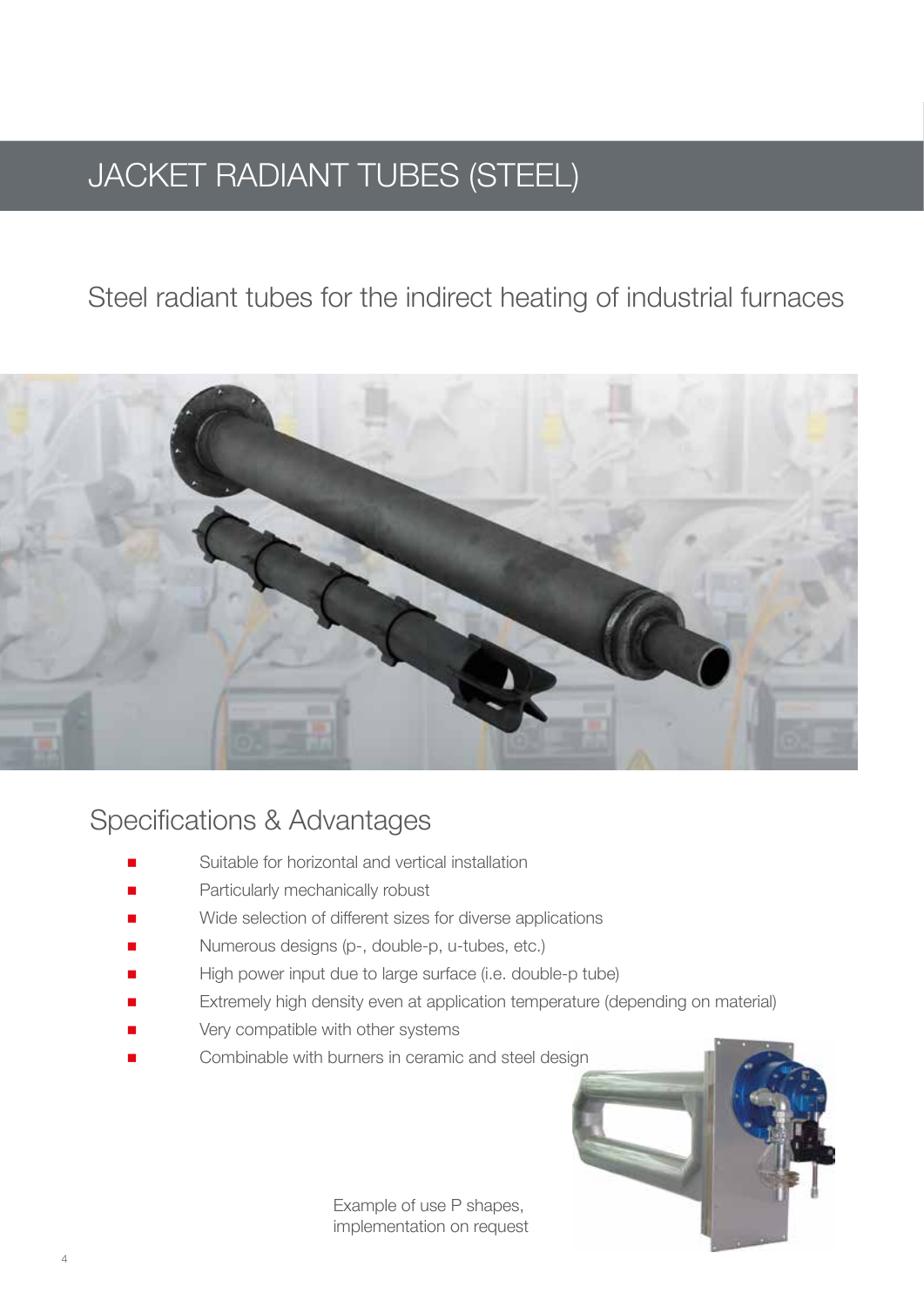# JACKET RADIANT TUBES (STEEL)

## Steel radiant tubes for the indirect heating of industrial furnaces

## Specifications & Advantages

- Suitable for horizontal and vertical installation
- Particularly mechanically robust
- Wide selection of different sizes for diverse applications
- Numerous designs (p-, double-p, u-tubes, etc.)
- High power input due to large surface (i.e. double-p tube)
- Extremely high density even at application temperature (depending on material)
- Very compatible with other systems
- Combinable with burners in ceramic and steel design

Example of use P shapes, implementation on request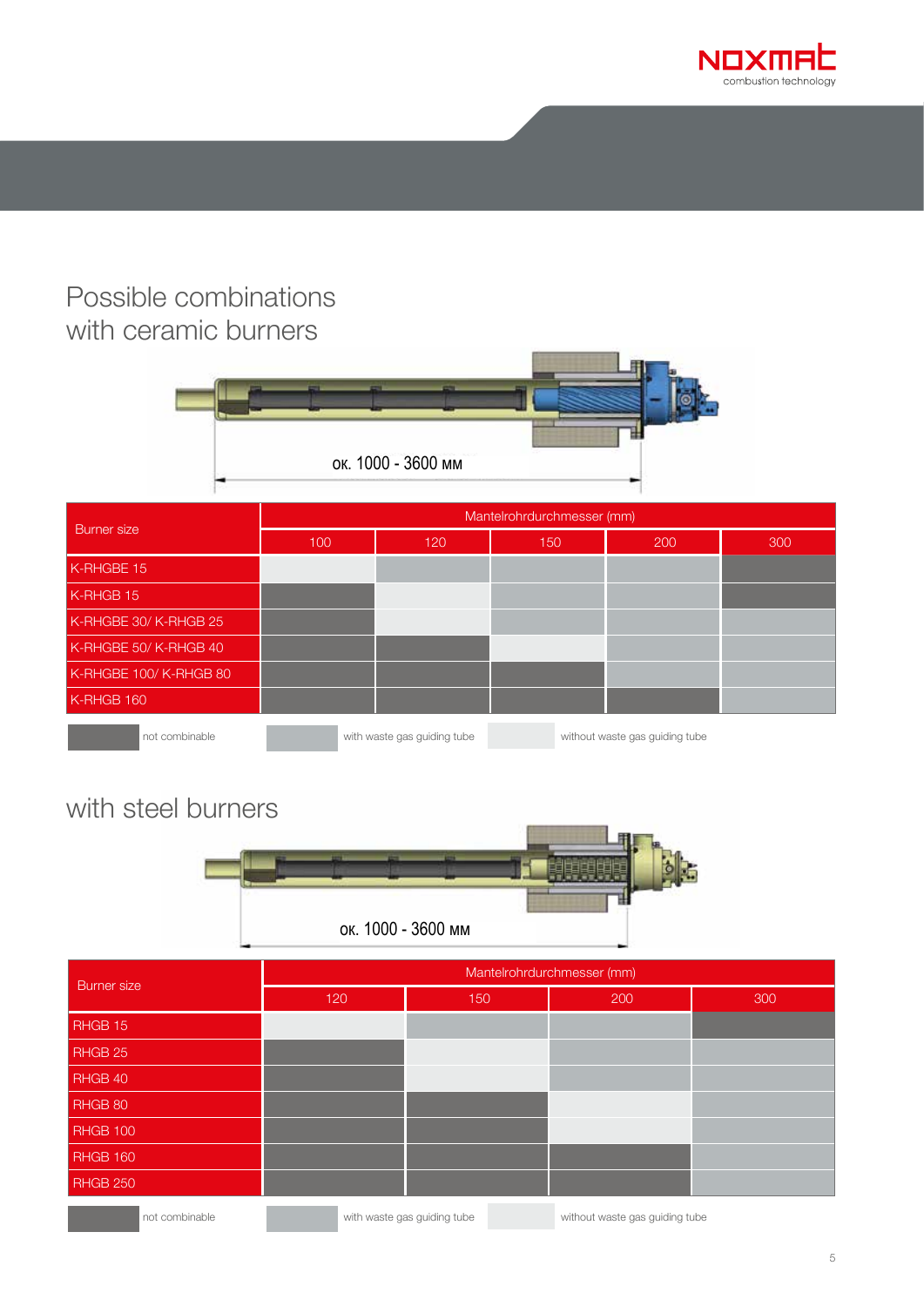# Possible combinations with ceramic burners

ок. 1000 - 3600 мм

| Burner size | Mantelrohrdurchmesser (mm) | | | | |
|---|---|---|---|---|---|
| | 100 | 120 | 150 | 200 | 300 |
| K-RHGBE 15 | without waste gas guiding tube | with waste gas guiding tube | with waste gas guiding tube | with waste gas guiding tube | not combinable |
| K-RHGB 15 | not combinable | without waste gas guiding tube | with waste gas guiding tube | with waste gas guiding tube | not combinable |
| K-RHGBE 30/ K-RHGB 25 | not combinable | without waste gas guiding tube | with waste gas guiding tube | with waste gas guiding tube | with waste gas guiding tube |
| K-RHGBE 50/ K-RHGB 40 | not combinable | not combinable | without waste gas guiding tube | with waste gas guiding tube | with waste gas guiding tube |
| K-RHGBE 100/ K-RHGB 80 | not combinable | not combinable | not combinable | with waste gas guiding tube | with waste gas guiding tube |
| K-RHGB 160 | not combinable | not combinable | not combinable | not combinable | with waste gas guiding tube |

not combinable | with waste gas guiding tube | without waste gas guiding tube

## with steel burners

ок. 1000 - 3600 мм

| Burner size | Mantelrohrdurchmesser (mm) | | | |
|---|---|---|---|---|
| | 120 | 150 | 200 | 300 |
| RHGB 15 | without waste gas guiding tube | with waste gas guiding tube | with waste gas guiding tube | not combinable |
| RHGB 25 | not combinable | without waste gas guiding tube | with waste gas guiding tube | with waste gas guiding tube |
| RHGB 40 | not combinable | without waste gas guiding tube | with waste gas guiding tube | with waste gas guiding tube |
| RHGB 80 | not combinable | not combinable | without waste gas guiding tube | with waste gas guiding tube |
| RHGB 100 | not combinable | not combinable | without waste gas guiding tube | with waste gas guiding tube |
| RHGB 160 | not combinable | not combinable | not combinable | with waste gas guiding tube |
| RHGB 250 | not combinable | not combinable | not combinable | with waste gas guiding tube |

not combinable | with waste gas guiding tube | without waste gas guiding tube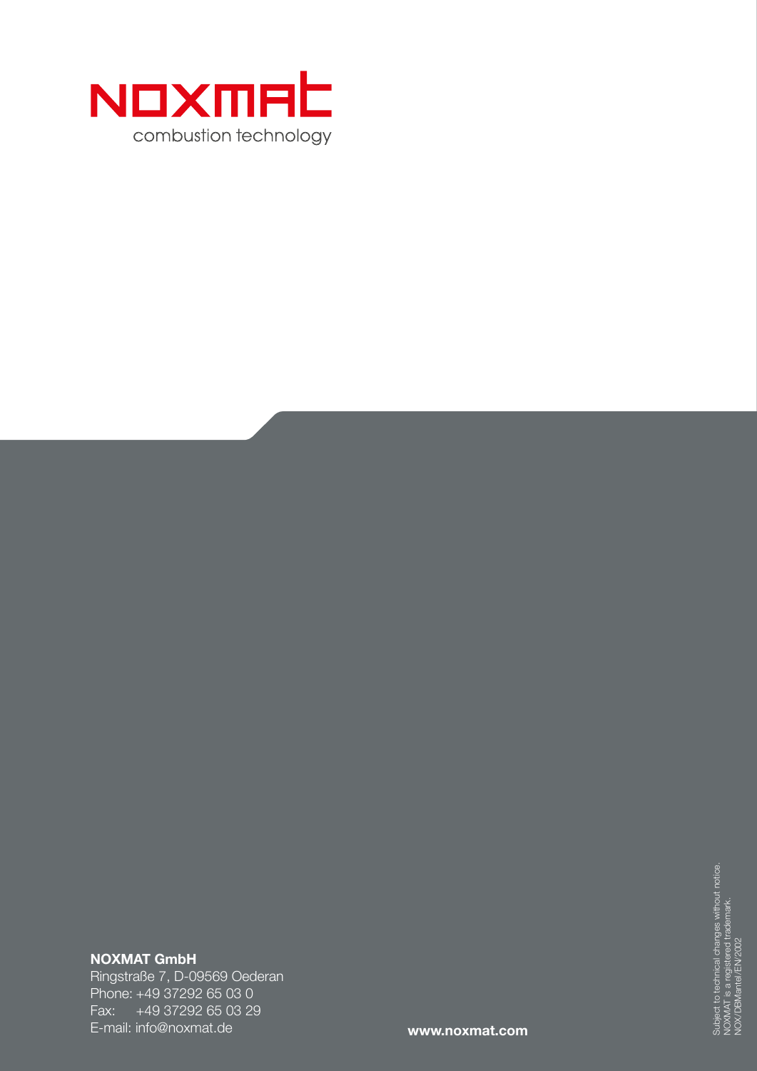NOXMAT

combustion technology

**NOXMAT GmbH**
Ringstraße 7, D-09569 Oederan
Phone: +49 37292 65 03 0
Fax: +49 37292 65 03 29
E-mail: info@noxmat.de

**www.noxmat.com**

Subject to technical changes without notice.
NOXMAT is a registered trademark.
NOX/DBMantel/EN/2002